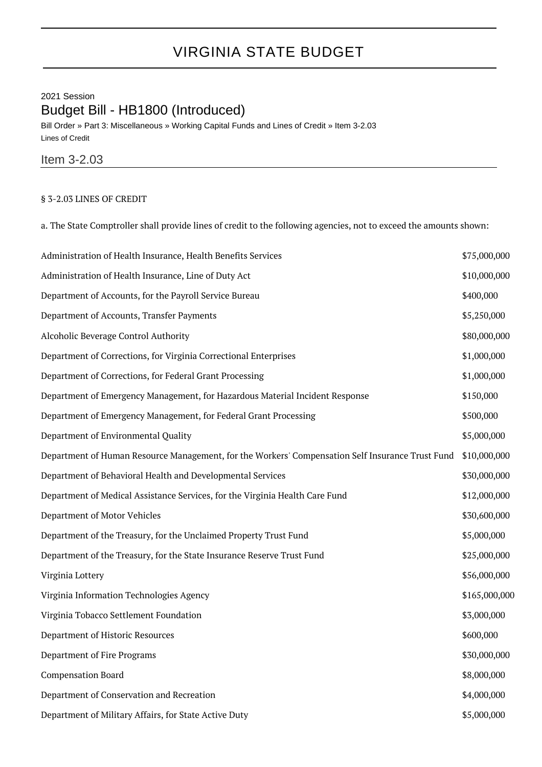# VIRGINIA STATE BUDGET

2021 Session

## Budget Bill - HB1800 (Introduced)

Bill Order » Part 3: Miscellaneous » Working Capital Funds and Lines of Credit » Item 3-2.03

Lines of Credit

## Item 3-2.03

§ 3-2.03 LINES OF CREDIT

a. The State Comptroller shall provide lines of credit to the following agencies, not to exceed the amounts shown:

| | |
|---|---|
| Administration of Health Insurance, Health Benefits Services | $75,000,000 |
| Administration of Health Insurance, Line of Duty Act | $10,000,000 |
| Department of Accounts, for the Payroll Service Bureau | $400,000 |
| Department of Accounts, Transfer Payments | $5,250,000 |
| Alcoholic Beverage Control Authority | $80,000,000 |
| Department of Corrections, for Virginia Correctional Enterprises | $1,000,000 |
| Department of Corrections, for Federal Grant Processing | $1,000,000 |
| Department of Emergency Management, for Hazardous Material Incident Response | $150,000 |
| Department of Emergency Management, for Federal Grant Processing | $500,000 |
| Department of Environmental Quality | $5,000,000 |
| Department of Human Resource Management, for the Workers' Compensation Self Insurance Trust Fund | $10,000,000 |
| Department of Behavioral Health and Developmental Services | $30,000,000 |
| Department of Medical Assistance Services, for the Virginia Health Care Fund | $12,000,000 |
| Department of Motor Vehicles | $30,600,000 |
| Department of the Treasury, for the Unclaimed Property Trust Fund | $5,000,000 |
| Department of the Treasury, for the State Insurance Reserve Trust Fund | $25,000,000 |
| Virginia Lottery | $56,000,000 |
| Virginia Information Technologies Agency | $165,000,000 |
| Virginia Tobacco Settlement Foundation | $3,000,000 |
| Department of Historic Resources | $600,000 |
| Department of Fire Programs | $30,000,000 |
| Compensation Board | $8,000,000 |
| Department of Conservation and Recreation | $4,000,000 |
| Department of Military Affairs, for State Active Duty | $5,000,000 |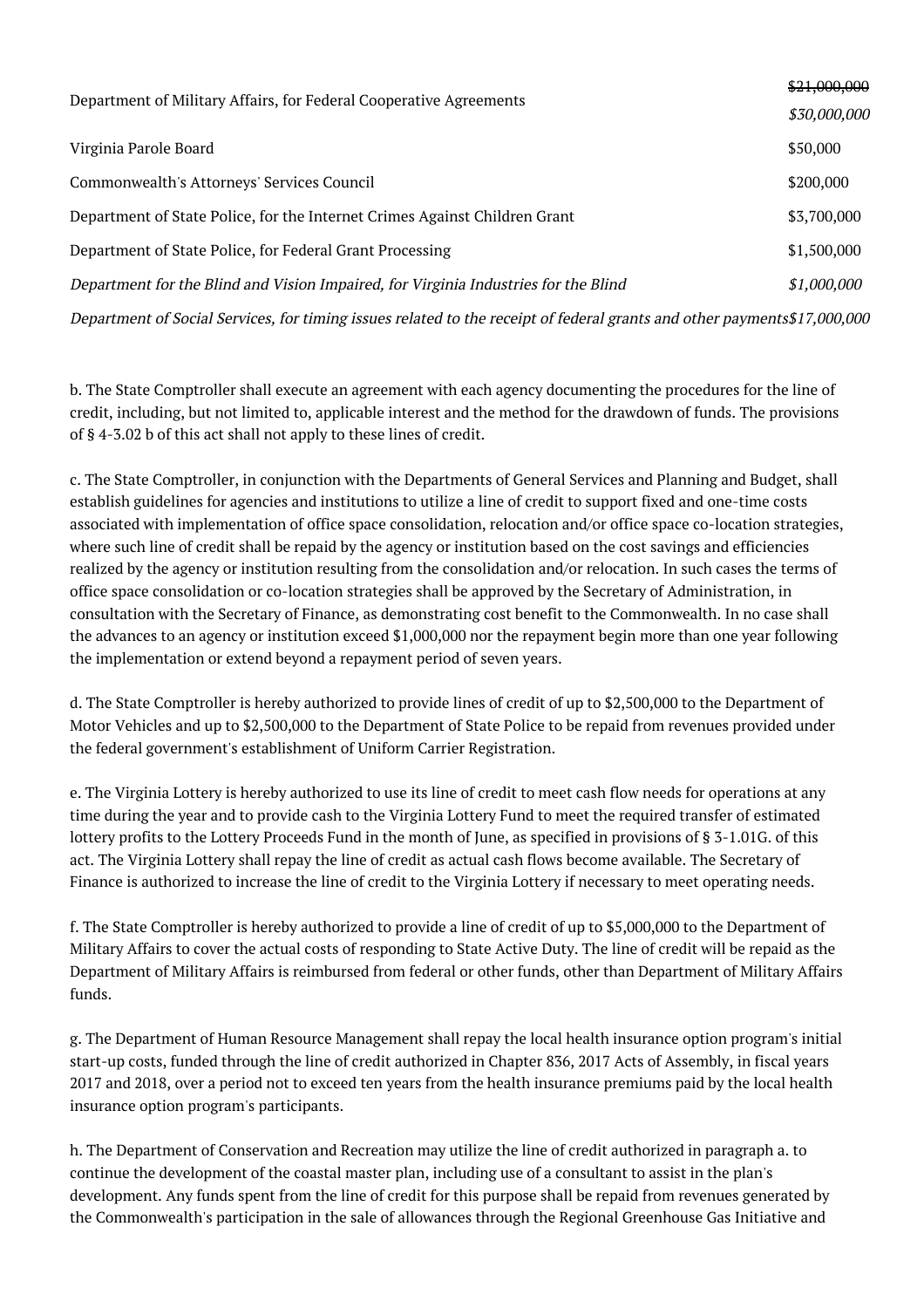| | |
|---|---|
| Department of Military Affairs, for Federal Cooperative Agreements | ~~$21,000,000~~ *$30,000,000* |
| Virginia Parole Board | $50,000 |
| Commonwealth's Attorneys' Services Council | $200,000 |
| Department of State Police, for the Internet Crimes Against Children Grant | $3,700,000 |
| Department of State Police, for Federal Grant Processing | $1,500,000 |
| *Department for the Blind and Vision Impaired, for Virginia Industries for the Blind* | *$1,000,000* |
| *Department of Social Services, for timing issues related to the receipt of federal grants and other payments* | *$17,000,000* |

b. The State Comptroller shall execute an agreement with each agency documenting the procedures for the line of credit, including, but not limited to, applicable interest and the method for the drawdown of funds. The provisions of § 4-3.02 b of this act shall not apply to these lines of credit.

c. The State Comptroller, in conjunction with the Departments of General Services and Planning and Budget, shall establish guidelines for agencies and institutions to utilize a line of credit to support fixed and one-time costs associated with implementation of office space consolidation, relocation and/or office space co-location strategies, where such line of credit shall be repaid by the agency or institution based on the cost savings and efficiencies realized by the agency or institution resulting from the consolidation and/or relocation. In such cases the terms of office space consolidation or co-location strategies shall be approved by the Secretary of Administration, in consultation with the Secretary of Finance, as demonstrating cost benefit to the Commonwealth. In no case shall the advances to an agency or institution exceed $1,000,000 nor the repayment begin more than one year following the implementation or extend beyond a repayment period of seven years.

d. The State Comptroller is hereby authorized to provide lines of credit of up to $2,500,000 to the Department of Motor Vehicles and up to $2,500,000 to the Department of State Police to be repaid from revenues provided under the federal government's establishment of Uniform Carrier Registration.

e. The Virginia Lottery is hereby authorized to use its line of credit to meet cash flow needs for operations at any time during the year and to provide cash to the Virginia Lottery Fund to meet the required transfer of estimated lottery profits to the Lottery Proceeds Fund in the month of June, as specified in provisions of § 3-1.01G. of this act. The Virginia Lottery shall repay the line of credit as actual cash flows become available. The Secretary of Finance is authorized to increase the line of credit to the Virginia Lottery if necessary to meet operating needs.

f. The State Comptroller is hereby authorized to provide a line of credit of up to $5,000,000 to the Department of Military Affairs to cover the actual costs of responding to State Active Duty. The line of credit will be repaid as the Department of Military Affairs is reimbursed from federal or other funds, other than Department of Military Affairs funds.

g. The Department of Human Resource Management shall repay the local health insurance option program's initial start-up costs, funded through the line of credit authorized in Chapter 836, 2017 Acts of Assembly, in fiscal years 2017 and 2018, over a period not to exceed ten years from the health insurance premiums paid by the local health insurance option program's participants.

h. The Department of Conservation and Recreation may utilize the line of credit authorized in paragraph a. to continue the development of the coastal master plan, including use of a consultant to assist in the plan's development. Any funds spent from the line of credit for this purpose shall be repaid from revenues generated by the Commonwealth's participation in the sale of allowances through the Regional Greenhouse Gas Initiative and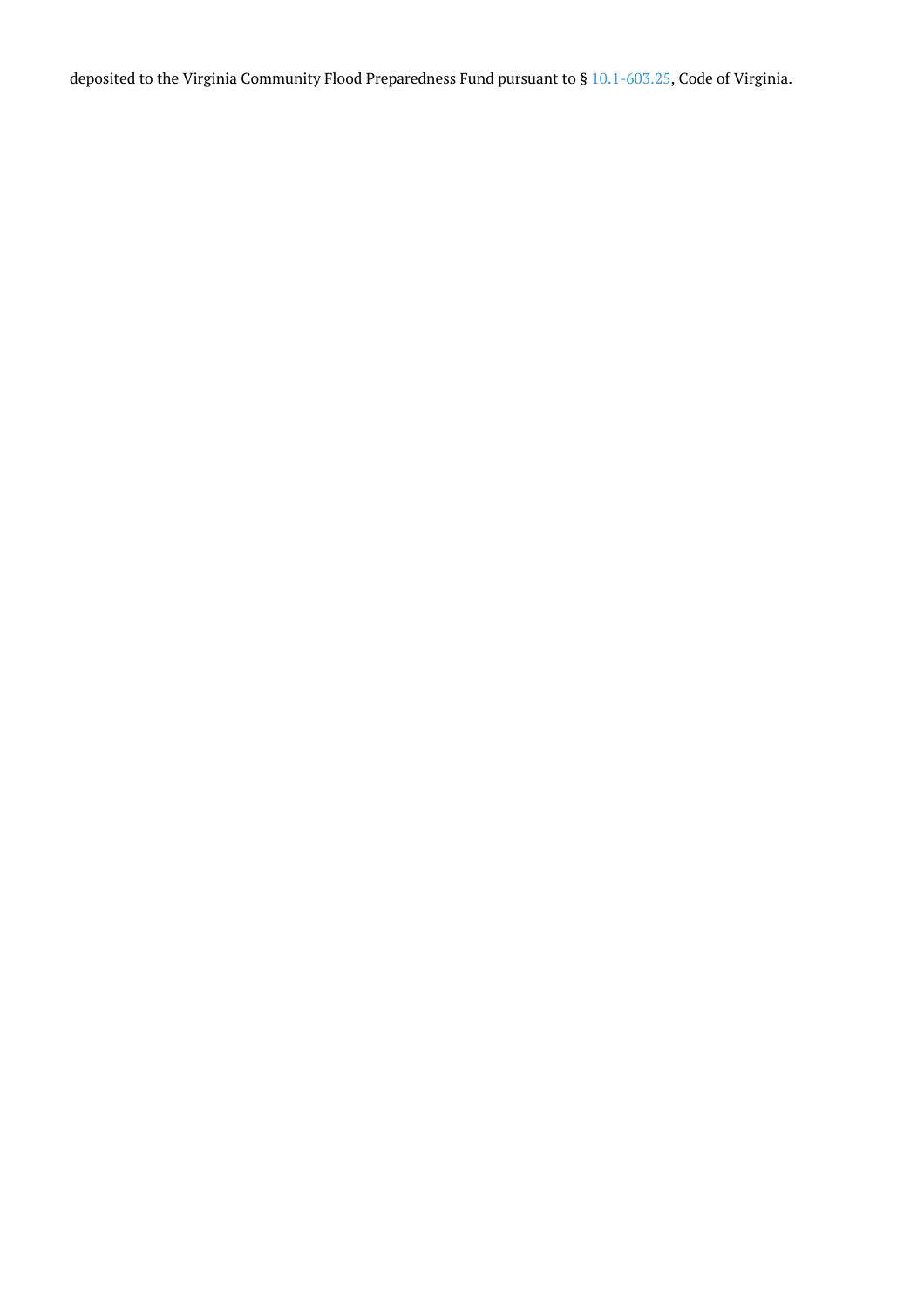deposited to the Virginia Community Flood Preparedness Fund pursuant to § 10.1-603.25, Code of Virginia.